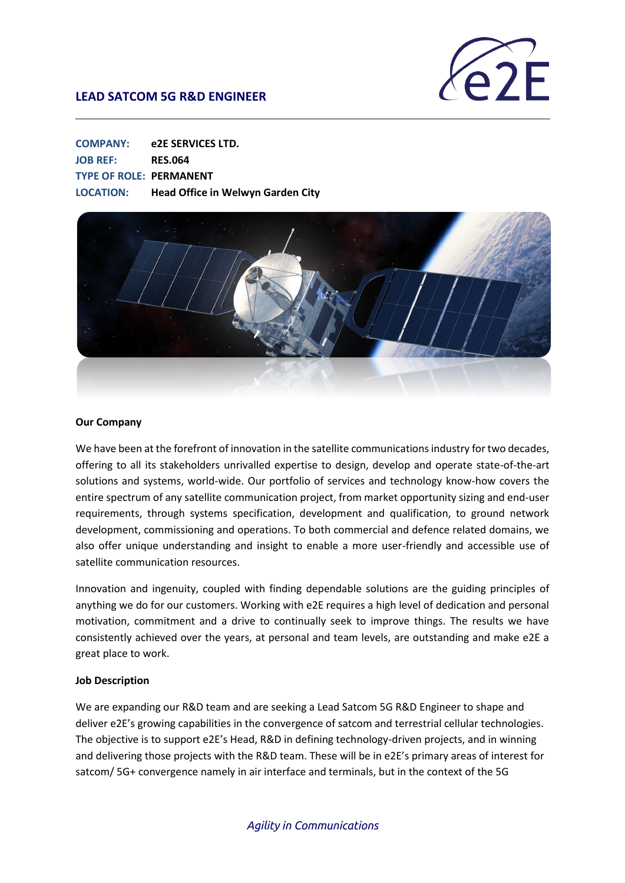## LEAD SATCOM 5G R&D ENGINEER

**COMPANY:** e2E SERVICES LTD.
**JOB REF:** RES.064
**TYPE OF ROLE:** PERMANENT
**LOCATION:** Head Office in Welwyn Garden City

**Our Company**

We have been at the forefront of innovation in the satellite communications industry for two decades, offering to all its stakeholders unrivalled expertise to design, develop and operate state-of-the-art solutions and systems, world-wide. Our portfolio of services and technology know-how covers the entire spectrum of any satellite communication project, from market opportunity sizing and end-user requirements, through systems specification, development and qualification, to ground network development, commissioning and operations. To both commercial and defence related domains, we also offer unique understanding and insight to enable a more user-friendly and accessible use of satellite communication resources.

Innovation and ingenuity, coupled with finding dependable solutions are the guiding principles of anything we do for our customers. Working with e2E requires a high level of dedication and personal motivation, commitment and a drive to continually seek to improve things. The results we have consistently achieved over the years, at personal and team levels, are outstanding and make e2E a great place to work.

**Job Description**

We are expanding our R&D team and are seeking a Lead Satcom 5G R&D Engineer to shape and deliver e2E's growing capabilities in the convergence of satcom and terrestrial cellular technologies. The objective is to support e2E's Head, R&D in defining technology-driven projects, and in winning and delivering those projects with the R&D team. These will be in e2E's primary areas of interest for satcom/ 5G+ convergence namely in air interface and terminals, but in the context of the 5G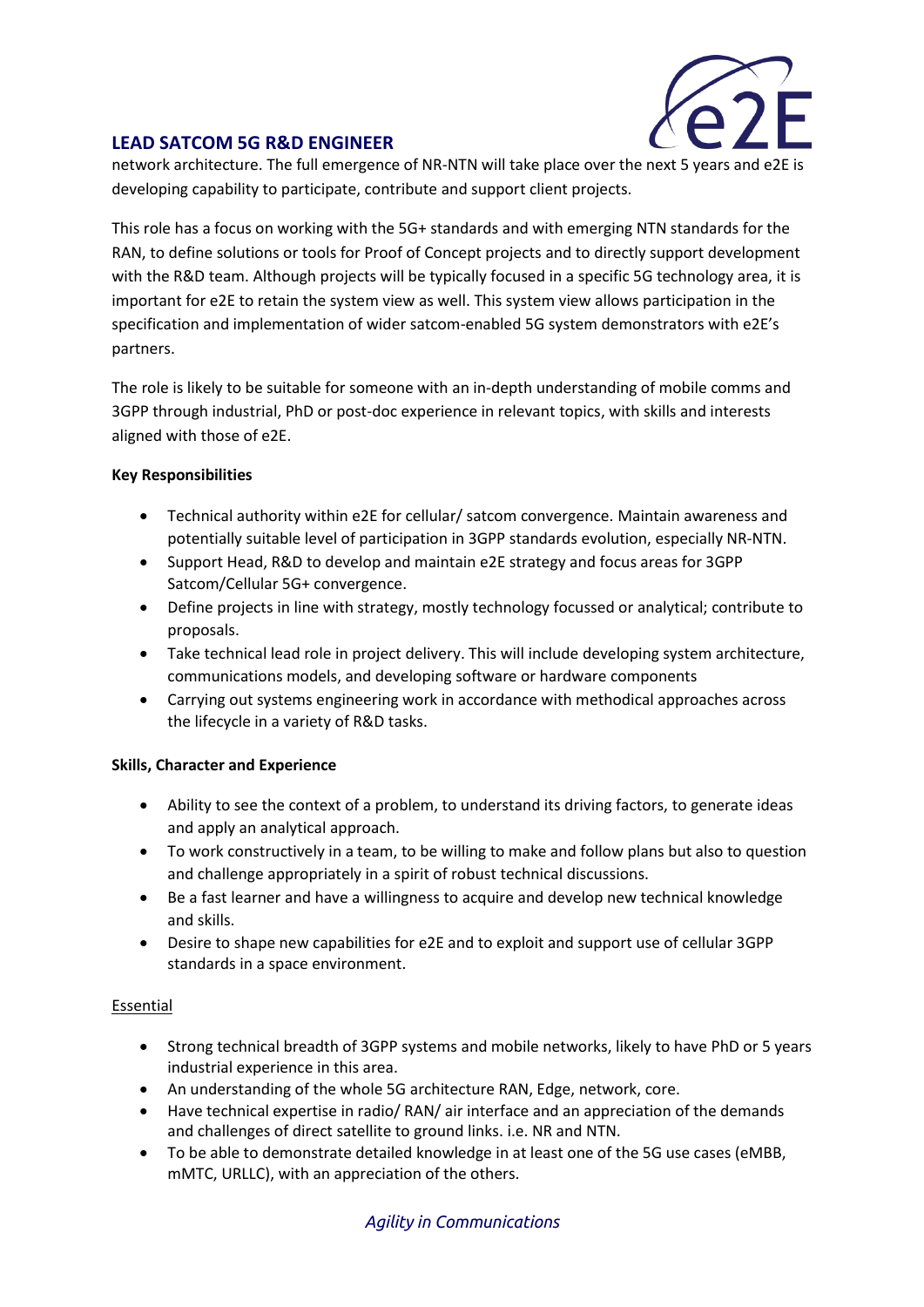## LEAD SATCOM 5G R&D ENGINEER

network architecture. The full emergence of NR-NTN will take place over the next 5 years and e2E is developing capability to participate, contribute and support client projects.

This role has a focus on working with the 5G+ standards and with emerging NTN standards for the RAN, to define solutions or tools for Proof of Concept projects and to directly support development with the R&D team. Although projects will be typically focused in a specific 5G technology area, it is important for e2E to retain the system view as well. This system view allows participation in the specification and implementation of wider satcom-enabled 5G system demonstrators with e2E's partners.

The role is likely to be suitable for someone with an in-depth understanding of mobile comms and 3GPP through industrial, PhD or post-doc experience in relevant topics, with skills and interests aligned with those of e2E.

**Key Responsibilities**

- Technical authority within e2E for cellular/ satcom convergence. Maintain awareness and potentially suitable level of participation in 3GPP standards evolution, especially NR-NTN.
- Support Head, R&D to develop and maintain e2E strategy and focus areas for 3GPP Satcom/Cellular 5G+ convergence.
- Define projects in line with strategy, mostly technology focussed or analytical; contribute to proposals.
- Take technical lead role in project delivery. This will include developing system architecture, communications models, and developing software or hardware components
- Carrying out systems engineering work in accordance with methodical approaches across the lifecycle in a variety of R&D tasks.

**Skills, Character and Experience**

- Ability to see the context of a problem, to understand its driving factors, to generate ideas and apply an analytical approach.
- To work constructively in a team, to be willing to make and follow plans but also to question and challenge appropriately in a spirit of robust technical discussions.
- Be a fast learner and have a willingness to acquire and develop new technical knowledge and skills.
- Desire to shape new capabilities for e2E and to exploit and support use of cellular 3GPP standards in a space environment.

Essential

- Strong technical breadth of 3GPP systems and mobile networks, likely to have PhD or 5 years industrial experience in this area.
- An understanding of the whole 5G architecture RAN, Edge, network, core.
- Have technical expertise in radio/ RAN/ air interface and an appreciation of the demands and challenges of direct satellite to ground links. i.e. NR and NTN.
- To be able to demonstrate detailed knowledge in at least one of the 5G use cases (eMBB, mMTC, URLLC), with an appreciation of the others.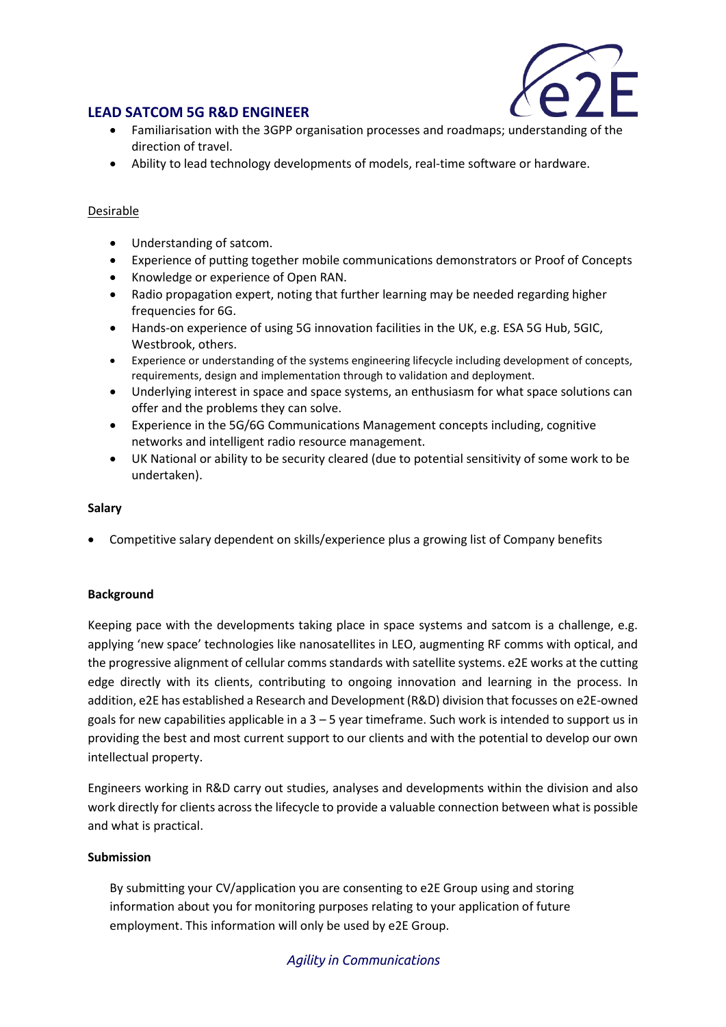## LEAD SATCOM 5G R&D ENGINEER

- Familiarisation with the 3GPP organisation processes and roadmaps; understanding of the direction of travel.
- Ability to lead technology developments of models, real-time software or hardware.

Desirable

- Understanding of satcom.
- Experience of putting together mobile communications demonstrators or Proof of Concepts
- Knowledge or experience of Open RAN.
- Radio propagation expert, noting that further learning may be needed regarding higher frequencies for 6G.
- Hands-on experience of using 5G innovation facilities in the UK, e.g. ESA 5G Hub, 5GIC, Westbrook, others.
- Experience or understanding of the systems engineering lifecycle including development of concepts, requirements, design and implementation through to validation and deployment.
- Underlying interest in space and space systems, an enthusiasm for what space solutions can offer and the problems they can solve.
- Experience in the 5G/6G Communications Management concepts including, cognitive networks and intelligent radio resource management.
- UK National or ability to be security cleared (due to potential sensitivity of some work to be undertaken).

**Salary**

- Competitive salary dependent on skills/experience plus a growing list of Company benefits

**Background**

Keeping pace with the developments taking place in space systems and satcom is a challenge, e.g. applying 'new space' technologies like nanosatellites in LEO, augmenting RF comms with optical, and the progressive alignment of cellular comms standards with satellite systems. e2E works at the cutting edge directly with its clients, contributing to ongoing innovation and learning in the process. In addition, e2E has established a Research and Development (R&D) division that focusses on e2E-owned goals for new capabilities applicable in a 3 – 5 year timeframe. Such work is intended to support us in providing the best and most current support to our clients and with the potential to develop our own intellectual property.

Engineers working in R&D carry out studies, analyses and developments within the division and also work directly for clients across the lifecycle to provide a valuable connection between what is possible and what is practical.

**Submission**

By submitting your CV/application you are consenting to e2E Group using and storing information about you for monitoring purposes relating to your application of future employment. This information will only be used by e2E Group.

*Agility in Communications*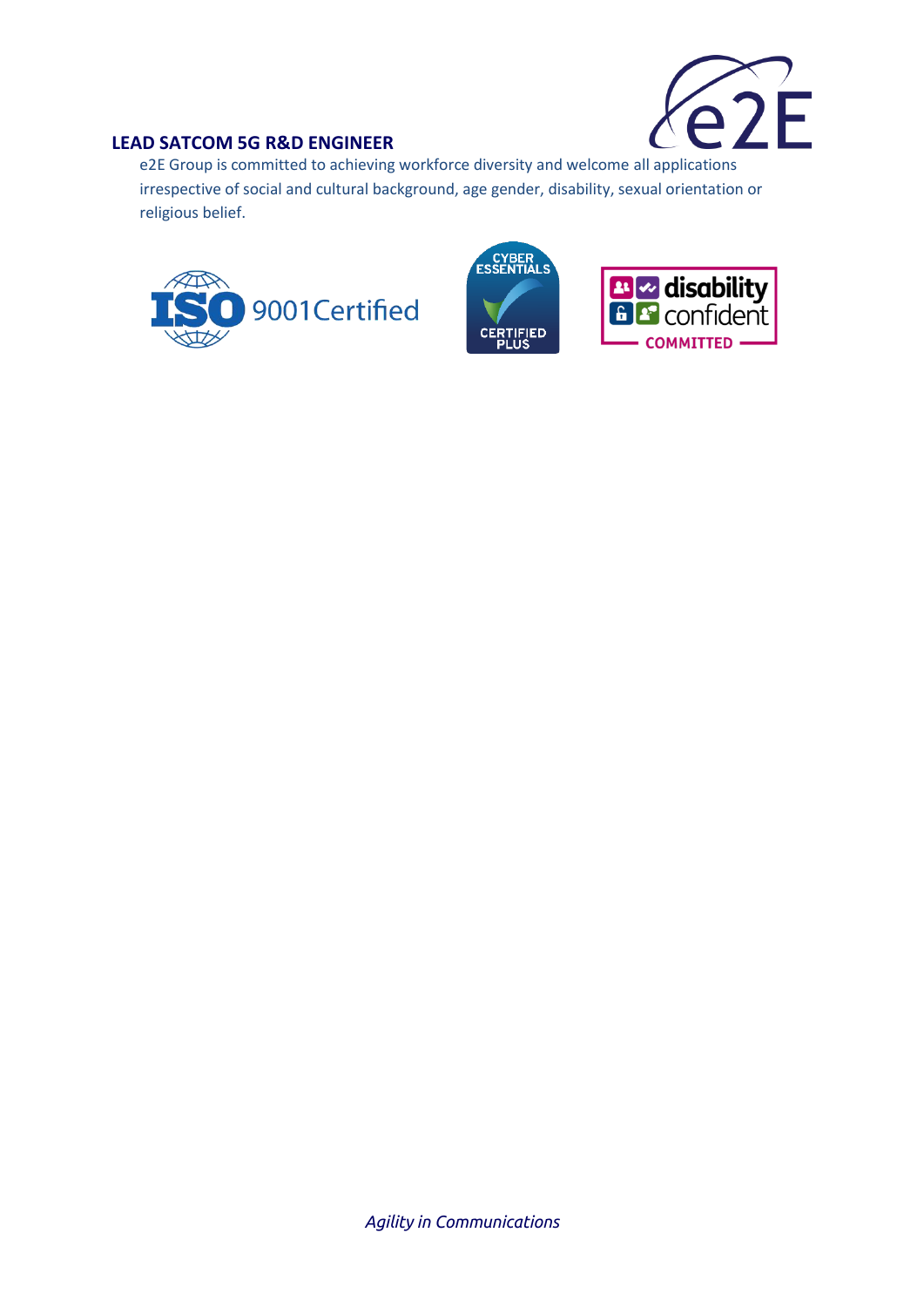**LEAD SATCOM 5G R&D ENGINEER**

e2E Group is committed to achieving workforce diversity and welcome all applications irrespective of social and cultural background, age gender, disability, sexual orientation or religious belief.

*Agility in Communications*